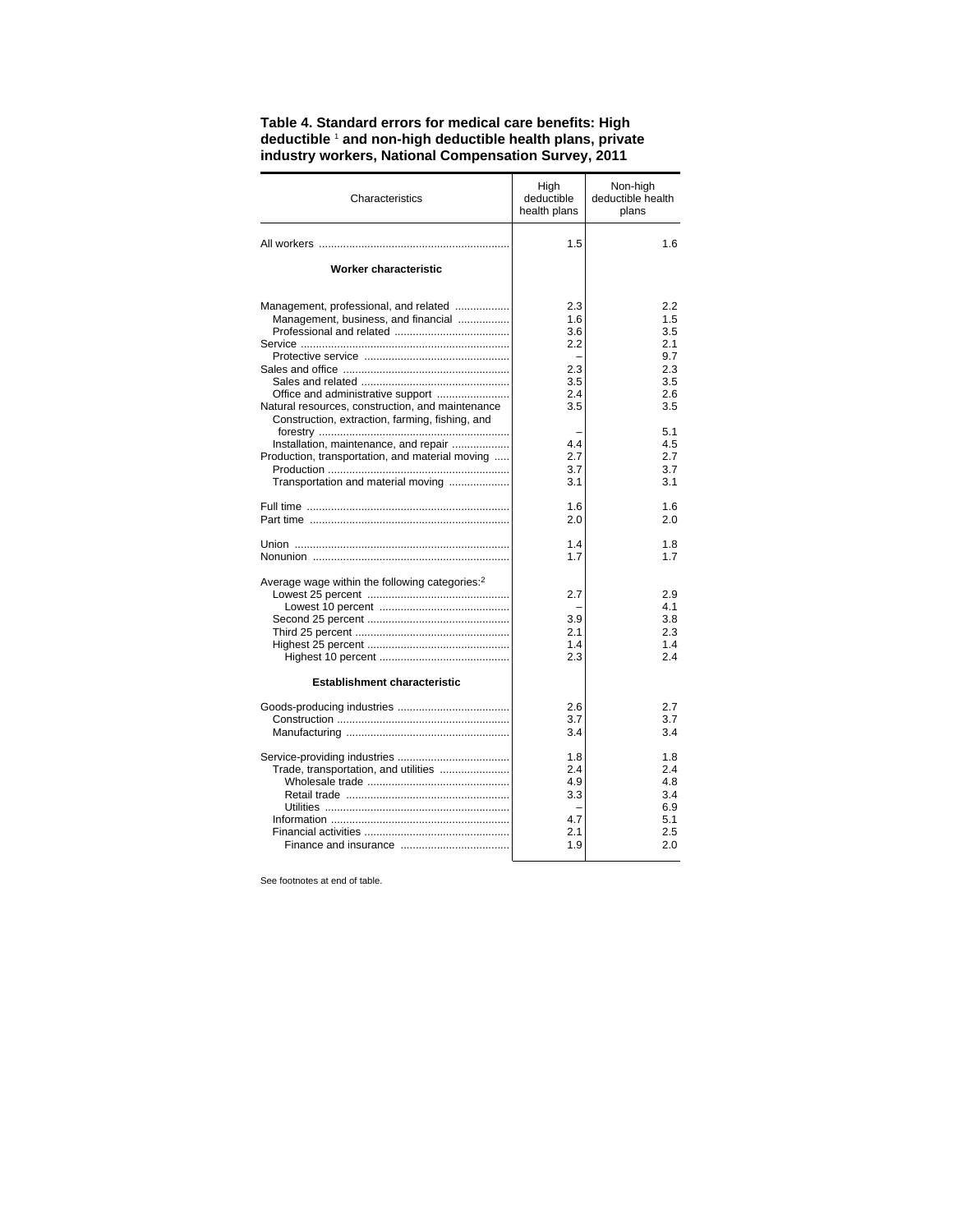**Table 4. Standard errors for medical care benefits: High deductible [1] and non-high deductible health plans, private industry workers, National Compensation Survey, 2011**

| Characteristics | High deductible health plans | Non-high deductible health plans |
|---|---|---|
| All workers | 1.5 | 1.6 |
| **Worker characteristic** | | |
| Management, professional, and related | 2.3 | 2.2 |
| Management, business, and financial | 1.6 | 1.5 |
| Professional and related | 3.6 | 3.5 |
| Service | 2.2 | 2.1 |
| Protective service | – | 9.7 |
| Sales and office | 2.3 | 2.3 |
| Sales and related | 3.5 | 3.5 |
| Office and administrative support | 2.4 | 2.6 |
| Natural resources, construction, and maintenance | 3.5 | 3.5 |
| Construction, extraction, farming, fishing, and forestry | – | 5.1 |
| Installation, maintenance, and repair | 4.4 | 4.5 |
| Production, transportation, and material moving | 2.7 | 2.7 |
| Production | 3.7 | 3.7 |
| Transportation and material moving | 3.1 | 3.1 |
| Full time | 1.6 | 1.6 |
| Part time | 2.0 | 2.0 |
| Union | 1.4 | 1.8 |
| Nonunion | 1.7 | 1.7 |
| Average wage within the following categories:[2] | | |
| Lowest 25 percent | 2.7 | 2.9 |
| Lowest 10 percent | – | 4.1 |
| Second 25 percent | 3.9 | 3.8 |
| Third 25 percent | 2.1 | 2.3 |
| Highest 25 percent | 1.4 | 1.4 |
| Highest 10 percent | 2.3 | 2.4 |
| **Establishment characteristic** | | |
| Goods-producing industries | 2.6 | 2.7 |
| Construction | 3.7 | 3.7 |
| Manufacturing | 3.4 | 3.4 |
| Service-providing industries | 1.8 | 1.8 |
| Trade, transportation, and utilities | 2.4 | 2.4 |
| Wholesale trade | 4.9 | 4.8 |
| Retail trade | 3.3 | 3.4 |
| Utilities | – | 6.9 |
| Information | 4.7 | 5.1 |
| Financial activities | 2.1 | 2.5 |
| Finance and insurance | 1.9 | 2.0 |

See footnotes at end of table.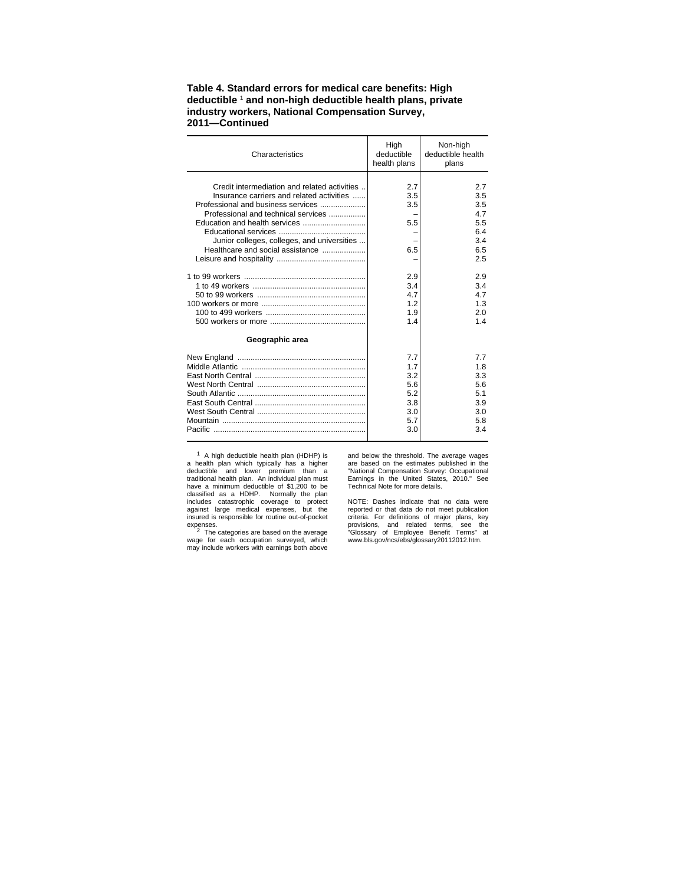**Table 4. Standard errors for medical care benefits: High deductible [1] and non-high deductible health plans, private industry workers, National Compensation Survey, 2011—Continued**

| Characteristics | High deductible health plans | Non-high deductible health plans |
|---|---|---|
| Credit intermediation and related activities | 2.7 | 2.7 |
| Insurance carriers and related activities | 3.5 | 3.5 |
| Professional and business services | 3.5 | 3.5 |
| Professional and technical services | – | 4.7 |
| Education and health services | 5.5 | 5.5 |
| Educational services | – | 6.4 |
| Junior colleges, colleges, and universities | – | 3.4 |
| Healthcare and social assistance | 6.5 | 6.5 |
| Leisure and hospitality | – | 2.5 |
| 1 to 99 workers | 2.9 | 2.9 |
| 1 to 49 workers | 3.4 | 3.4 |
| 50 to 99 workers | 4.7 | 4.7 |
| 100 workers or more | 1.2 | 1.3 |
| 100 to 499 workers | 1.9 | 2.0 |
| 500 workers or more | 1.4 | 1.4 |
| **Geographic area** | | |
| New England | 7.7 | 7.7 |
| Middle Atlantic | 1.7 | 1.8 |
| East North Central | 3.2 | 3.3 |
| West North Central | 5.6 | 5.6 |
| South Atlantic | 5.2 | 5.1 |
| East South Central | 3.8 | 3.9 |
| West South Central | 3.0 | 3.0 |
| Mountain | 5.7 | 5.8 |
| Pacific | 3.0 | 3.4 |

[1] A high deductible health plan (HDHP) is a health plan which typically has a higher deductible and lower premium than a traditional health plan. An individual plan must have a minimum deductible of $1,200 to be classified as a HDHP. Normally the plan includes catastrophic coverage to protect against large medical expenses, but the insured is responsible for routine out-of-pocket expenses.

[2] The categories are based on the average wage for each occupation surveyed, which may include workers with earnings both above and below the threshold. The average wages are based on the estimates published in the "National Compensation Survey: Occupational Earnings in the United States, 2010." See Technical Note for more details.

NOTE: Dashes indicate that no data were reported or that data do not meet publication criteria. For definitions of major plans, key provisions, and related terms, see the "Glossary of Employee Benefit Terms" at www.bls.gov/ncs/ebs/glossary20112012.htm.